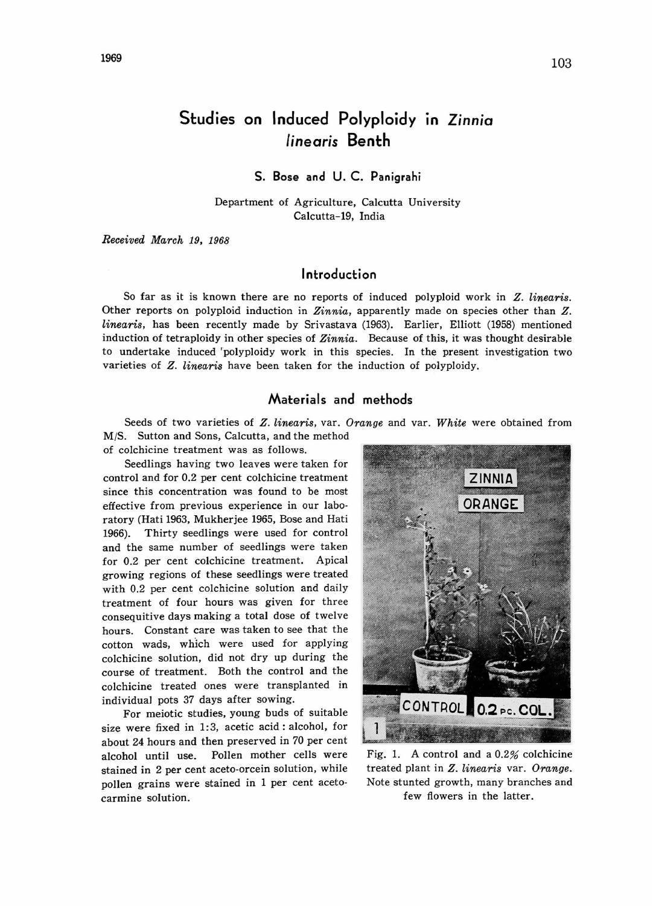# Studies on Induced Polyploidy in *Zinnia linearis* Benth

**S. Bose and U. C. Panigrahi**

Department of Agriculture, Calcutta University
Calcutta-19, India

*Received March 19, 1968*

## Introduction

So far as it is known there are no reports of induced polyploid work in *Z. linearis*. Other reports on polyploid induction in *Zinnia*, apparently made on species other than *Z. linearis*, has been recently made by Srivastava (1963). Earlier, Elliott (1958) mentioned induction of tetraploidy in other species of *Zinnia*. Because of this, it was thought desirable to undertake induced 'polyploidy work in this species. In the present investigation two varieties of *Z. linearis* have been taken for the induction of polyploidy.

## Materials and methods

Seeds of two varieties of *Z. linearis*, var. *Orange* and var. *White* were obtained from M/S. Sutton and Sons, Calcutta, and the method of colchicine treatment was as follows.

Seedlings having two leaves were taken for control and for 0.2 per cent colchicine treatment since this concentration was found to be most effective from previous experience in our laboratory (Hati 1963, Mukherjee 1965, Bose and Hati 1966). Thirty seedlings were used for control and the same number of seedlings were taken for 0.2 per cent colchicine treatment. Apical growing regions of these seedlings were treated with 0.2 per cent colchicine solution and daily treatment of four hours was given for three consequitive days making a total dose of twelve hours. Constant care was taken to see that the cotton wads, which were used for applying colchicine solution, did not dry up during the course of treatment. Both the control and the colchicine treated ones were transplanted in individual pots 37 days after sowing.

For meiotic studies, young buds of suitable size were fixed in 1:3, acetic acid : alcohol, for about 24 hours and then preserved in 70 per cent alcohol until use. Pollen mother cells were stained in 2 per cent aceto-orcein solution, while pollen grains were stained in 1 per cent aceto-carmine solution.

Fig. 1. A control and a 0.2% colchicine treated plant in *Z. linearis* var. *Orange*. Note stunted growth, many branches and few flowers in the latter.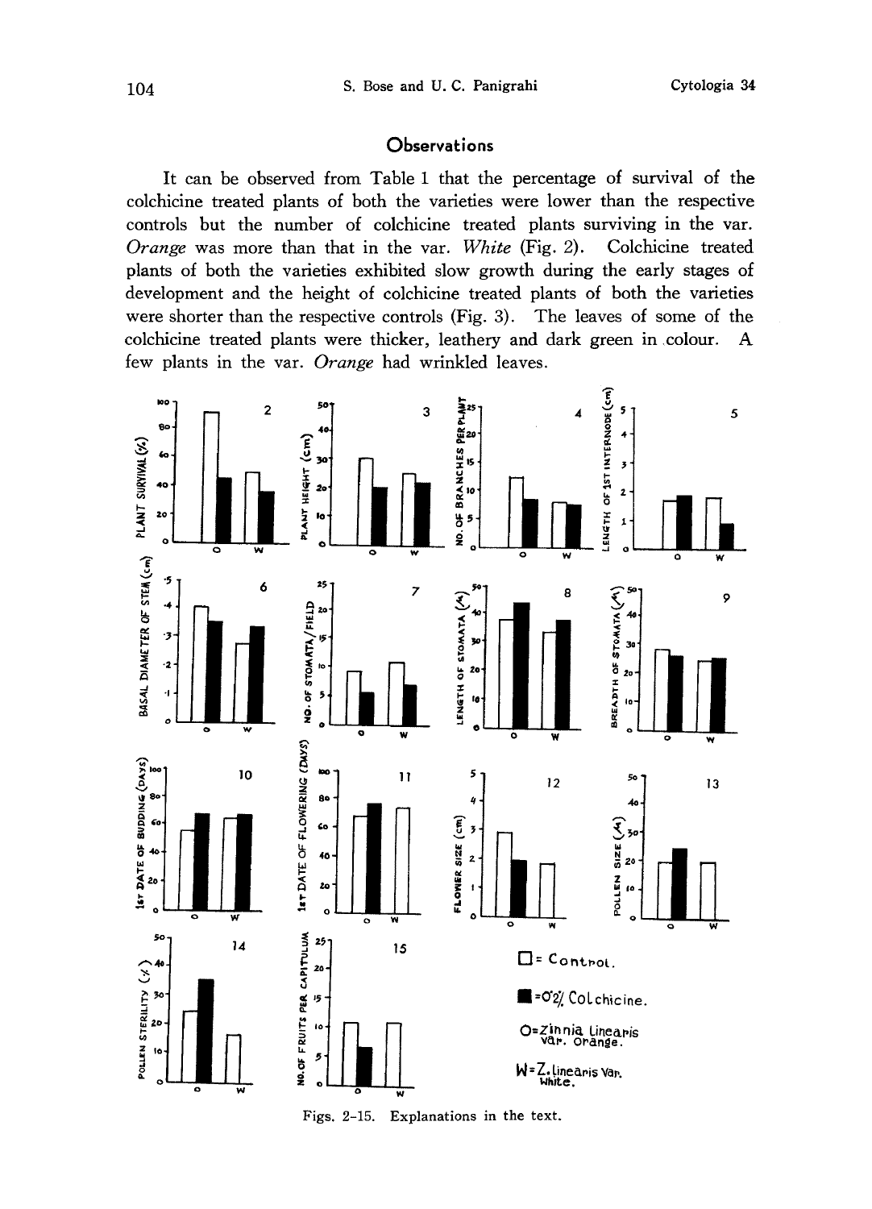## Observations

It can be observed from Table 1 that the percentage of survival of the colchicine treated plants of both the varieties were lower than the respective controls but the number of colchicine treated plants surviving in the var. *Orange* was more than that in the var. *White* (Fig. 2). Colchicine treated plants of both the varieties exhibited slow growth during the early stages of development and the height of colchicine treated plants of both the varieties were shorter than the respective controls (Fig. 3). The leaves of some of the colchicine treated plants were thicker, leathery and dark green in colour. A few plants in the var. *Orange* had wrinkled leaves.

Figs. 2-15. Explanations in the text.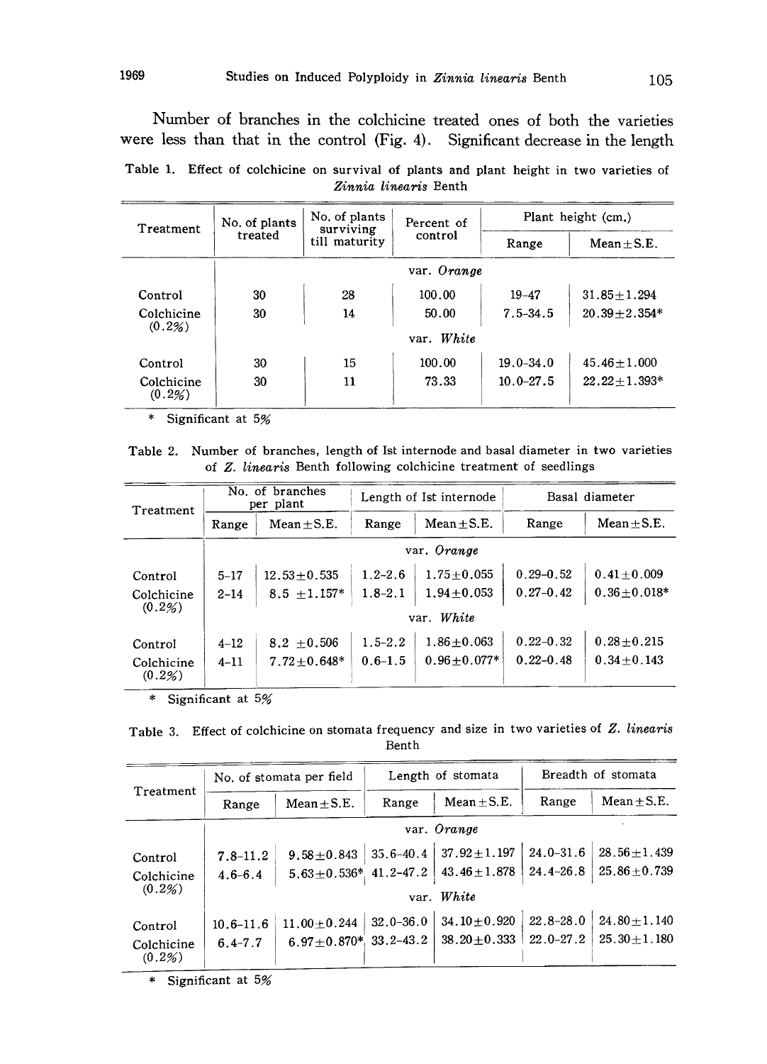Number of branches in the colchicine treated ones of both the varieties were less than that in the control (Fig. 4). Significant decrease in the length

Table 1. Effect of colchicine on survival of plants and plant height in two varieties of *Zinnia linearis* Benth

| Treatment | No. of plants treated | No. of plants surviving till maturity | Percent of control | Plant height (cm.) | |
|---|---|---|---|---|---|
| | | | | Range | Mean±S.E. |
| | | | var. *Orange* | | |
| Control | 30 | 28 | 100.00 | 19-47 | 31.85±1.294 |
| Colchicine (0.2%) | 30 | 14 | 50.00 | 7.5-34.5 | 20.39±2.354* |
| | | | var. *White* | | |
| Control | 30 | 15 | 100.00 | 19.0-34.0 | 45.46±1.000 |
| Colchicine (0.2%) | 30 | 11 | 73.33 | 10.0-27.5 | 22.22±1.393* |

\* Significant at 5%

Table 2. Number of branches, length of Ist internode and basal diameter in two varieties of *Z. linearis* Benth following colchicine treatment of seedlings

| Treatment | No. of branches per plant | | Length of Ist internode | | Basal diameter | |
|---|---|---|---|---|---|---|
| | Range | Mean±S.E. | Range | Mean±S.E. | Range | Mean±S.E. |
| | | | var. *Orange* | | | |
| Control | 5-17 | 12.53±0.535 | 1.2-2.6 | 1.75±0.055 | 0.29-0.52 | 0.41±0.009 |
| Colchicine (0.2%) | 2-14 | 8.5 ±1.157* | 1.8-2.1 | 1.94±0.053 | 0.27-0.42 | 0.36±0.018* |
| | | | var. *White* | | | |
| Control | 4-12 | 8.2 ±0.506 | 1.5-2.2 | 1.86±0.063 | 0.22-0.32 | 0.28±0.215 |
| Colchicine (0.2%) | 4-11 | 7.72±0.648* | 0.6-1.5 | 0.96±0.077* | 0.22-0.48 | 0.34±0.143 |

\* Significant at 5%

Table 3. Effect of colchicine on stomata frequency and size in two varieties of *Z. linearis* Benth

| Treatment | No. of stomata per field | | Length of stomata | | Breadth of stomata | |
|---|---|---|---|---|---|---|
| | Range | Mean±S.E. | Range | Mean±S.E. | Range | Mean±S.E. |
| | | | var. *Orange* | | | |
| Control | 7.8-11.2 | 9.58±0.843 | 35.6-40.4 | 37.92±1.197 | 24.0-31.6 | 28.56±1.439 |
| Colchicine (0.2%) | 4.6-6.4 | 5.63±0.536* | 41.2-47.2 | 43.46±1.878 | 24.4-26.8 | 25.86±0.739 |
| | | | var. *White* | | | |
| Control | 10.6-11.6 | 11.00±0.244 | 32.0-36.0 | 34.10±0.920 | 22.8-28.0 | 24.80±1.140 |
| Colchicine (0.2%) | 6.4-7.7 | 6.97±0.870* | 33.2-43.2 | 38.20±0.333 | 22.0-27.2 | 25.30±1.180 |

\* Significant at 5%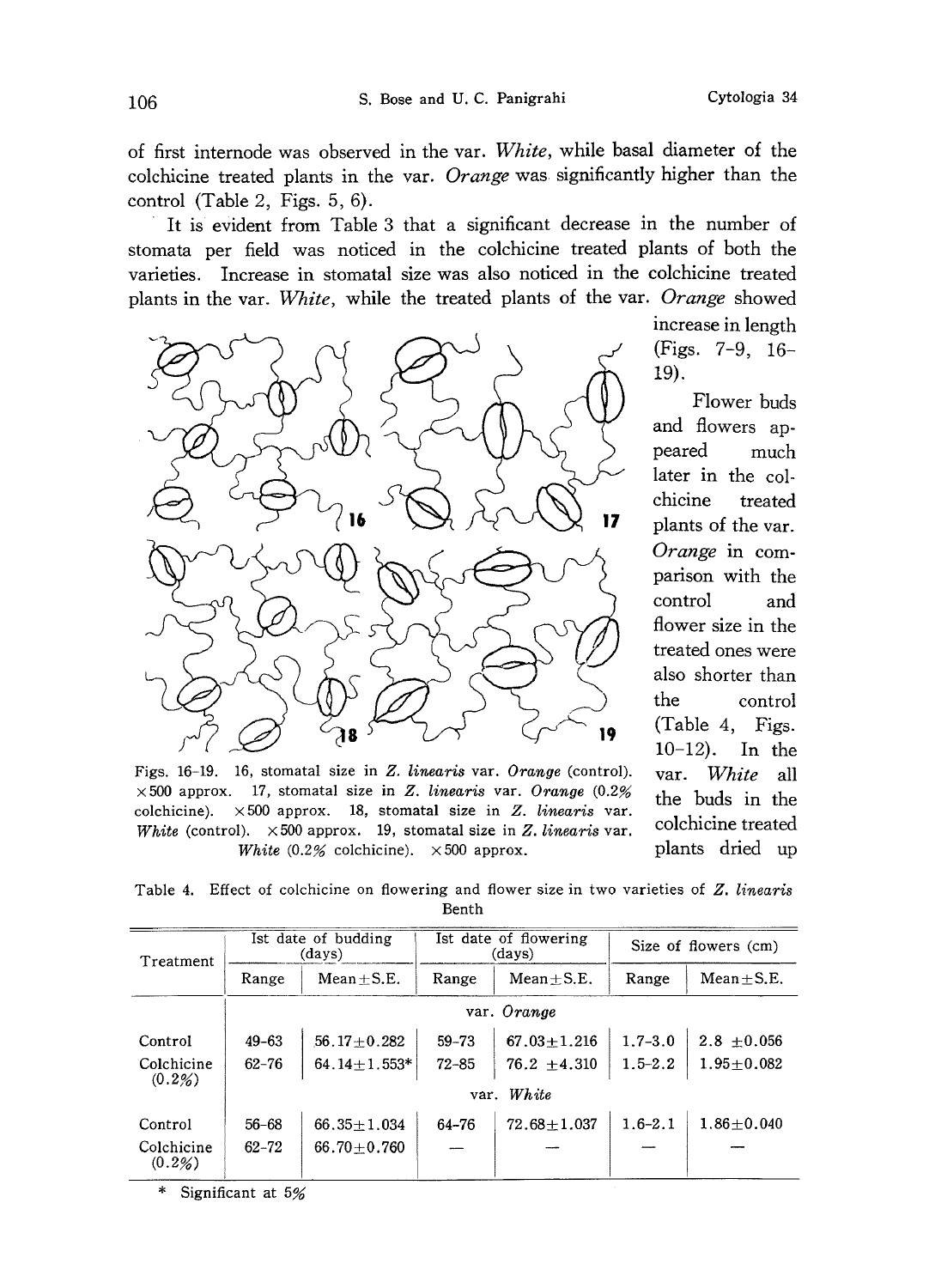of first internode was observed in the var. *White*, while basal diameter of the colchicine treated plants in the var. *Orange* was significantly higher than the control (Table 2, Figs. 5, 6).

It is evident from Table 3 that a significant decrease in the number of stomata per field was noticed in the colchicine treated plants of both the varieties. Increase in stomatal size was also noticed in the colchicine treated plants in the var. *White*, while the treated plants of the var. *Orange* showed increase in length (Figs. 7–9, 16–19).

Figs. 16–19. 16, stomatal size in *Z. linearis* var. *Orange* (control). ×500 approx. 17, stomatal size in *Z. linearis* var. *Orange* (0.2% colchicine). ×500 approx. 18, stomatal size in *Z. linearis* var. *White* (control). ×500 approx. 19, stomatal size in *Z. linearis* var. *White* (0.2% colchicine). ×500 approx.

Flower buds and flowers appeared much later in the colchicine treated plants of the var. *Orange* in comparison with the control and flower size in the treated ones were also shorter than the control (Table 4, Figs. 10–12). In the var. *White* all the buds in the colchicine treated plants dried up

Table 4. Effect of colchicine on flowering and flower size in two varieties of *Z. linearis* Benth

| Treatment | Ist date of budding (days) | | Ist date of flowering (days) | | Size of flowers (cm) | |
|---|---|---|---|---|---|---|
| | Range | Mean±S.E. | Range | Mean±S.E. | Range | Mean±S.E. |
| | | | var. *Orange* | | | |
| Control | 49–63 | 56.17±0.282 | 59–73 | 67.03±1.216 | 1.7–3.0 | 2.8 ±0.056 |
| Colchicine (0.2%) | 62–76 | 64.14±1.553* | 72–85 | 76.2 ±4.310 | 1.5–2.2 | 1.95±0.082 |
| | | | var. *White* | | | |
| Control | 56–68 | 66.35±1.034 | 64–76 | 72.68±1.037 | 1.6–2.1 | 1.86±0.040 |
| Colchicine (0.2%) | 62–72 | 66.70±0.760 | — | — | — | — |

\* Significant at 5%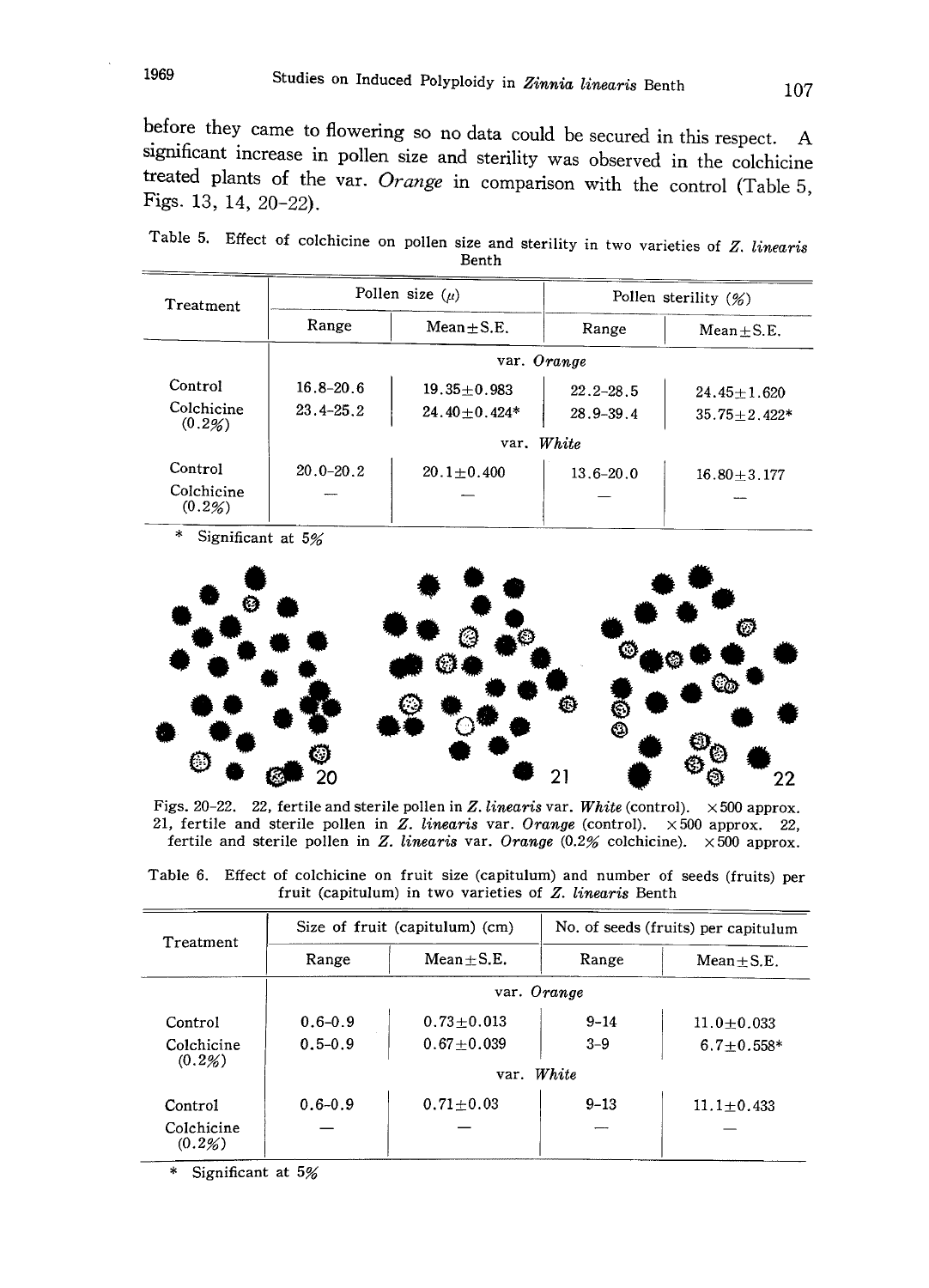before they came to flowering so no data could be secured in this respect. A significant increase in pollen size and sterility was observed in the colchicine treated plants of the var. *Orange* in comparison with the control (Table 5, Figs. 13, 14, 20–22).

Table 5. Effect of colchicine on pollen size and sterility in two varieties of *Z. linearis* Benth

| Treatment | Pollen size (μ) | | Pollen sterility (%) | |
|---|---|---|---|---|
| | Range | Mean±S.E. | Range | Mean±S.E. |
| | var. *Orange* | | | |
| Control | 16.8–20.6 | 19.35±0.983 | 22.2–28.5 | 24.45±1.620 |
| Colchicine (0.2%) | 23.4–25.2 | 24.40±0.424* | 28.9–39.4 | 35.75±2.422* |
| | var. *White* | | | |
| Control | 20.0–20.2 | 20.1±0.400 | 13.6–20.0 | 16.80±3.177 |
| Colchicine (0.2%) | — | — | — | — |

\* Significant at 5%

Figs. 20–22. 22, fertile and sterile pollen in *Z. linearis* var. *White* (control). ×500 approx. 21, fertile and sterile pollen in *Z. linearis* var. *Orange* (control). ×500 approx. 22, fertile and sterile pollen in *Z. linearis* var. *Orange* (0.2% colchicine). ×500 approx.

Table 6. Effect of colchicine on fruit size (capitulum) and number of seeds (fruits) per fruit (capitulum) in two varieties of *Z. linearis* Benth

| Treatment | Size of fruit (capitulum) (cm) | | No. of seeds (fruits) per capitulum | |
|---|---|---|---|---|
| | Range | Mean±S.E. | Range | Mean±S.E. |
| | var. *Orange* | | | |
| Control | 0.6–0.9 | 0.73±0.013 | 9–14 | 11.0±0.033 |
| Colchicine (0.2%) | 0.5–0.9 | 0.67±0.039 | 3–9 | 6.7±0.558* |
| | var. *White* | | | |
| Control | 0.6–0.9 | 0.71±0.03 | 9–13 | 11.1±0.433 |
| Colchicine (0.2%) | — | — | — | — |

\* Significant at 5%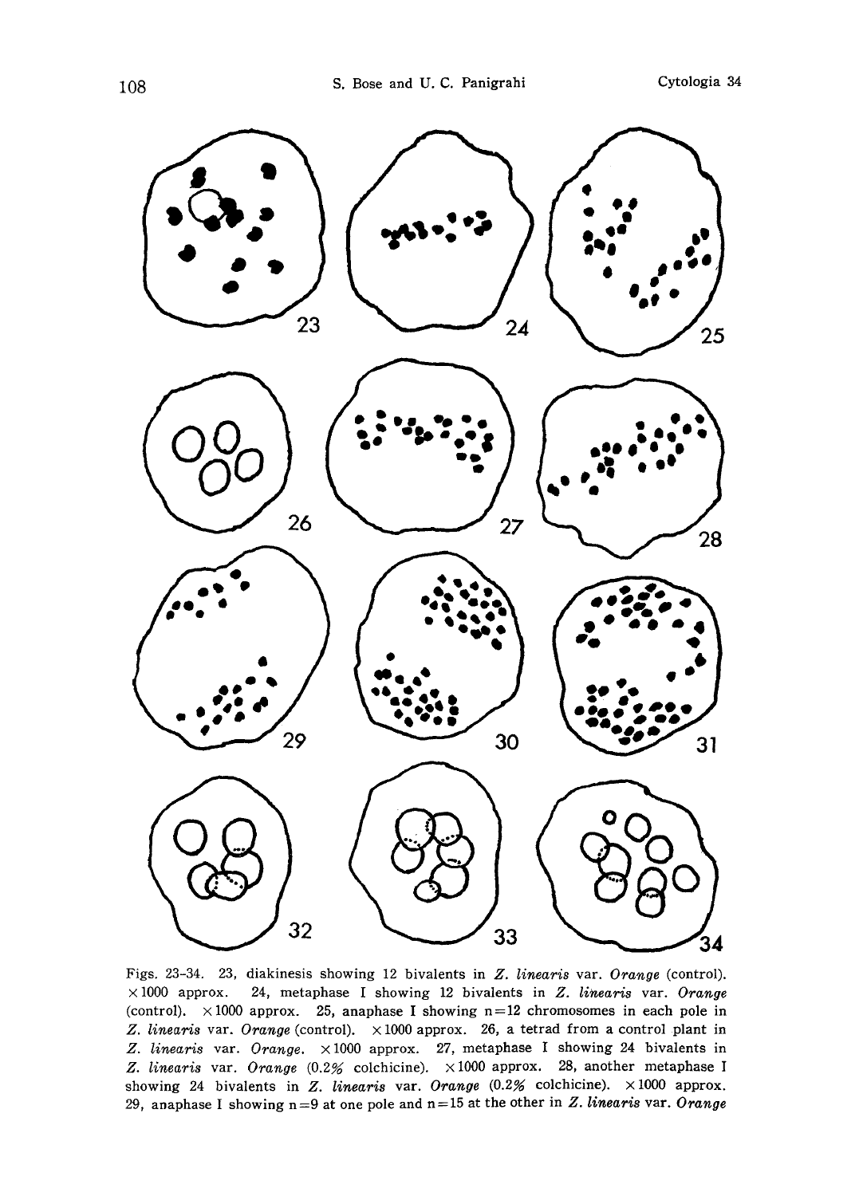Figs. 23-34. 23, diakinesis showing 12 bivalents in *Z. linearis* var. *Orange* (control). ×1000 approx. 24, metaphase I showing 12 bivalents in *Z. linearis* var. *Orange* (control). ×1000 approx. 25, anaphase I showing n=12 chromosomes in each pole in *Z. linearis* var. *Orange* (control). ×1000 approx. 26, a tetrad from a control plant in *Z. linearis* var. *Orange*. ×1000 approx. 27, metaphase I showing 24 bivalents in *Z. linearis* var. *Orange* (0.2% colchicine). ×1000 approx. 28, another metaphase I showing 24 bivalents in *Z. linearis* var. *Orange* (0.2% colchicine). ×1000 approx. 29, anaphase I showing n=9 at one pole and n=15 at the other in *Z. linearis* var. *Orange*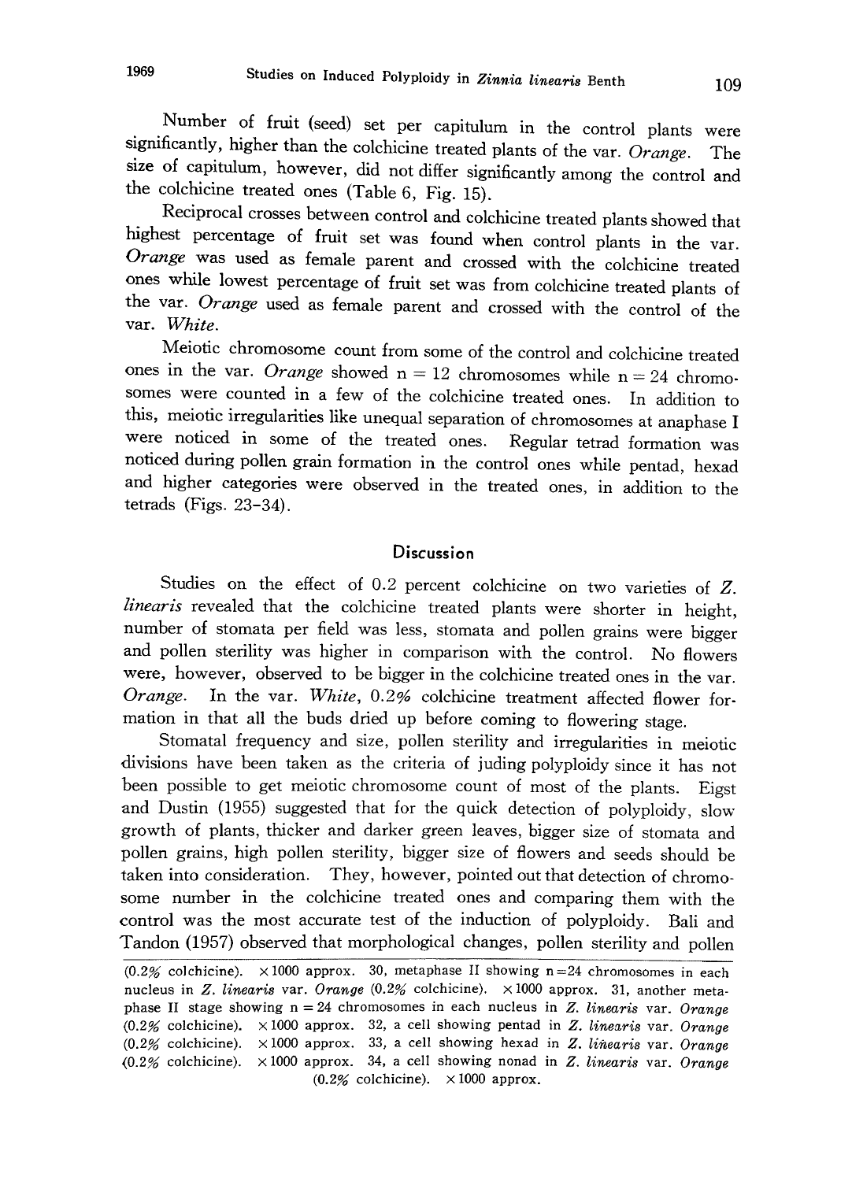Number of fruit (seed) set per capitulum in the control plants were significantly, higher than the colchicine treated plants of the var. *Orange*. The size of capitulum, however, did not differ significantly among the control and the colchicine treated ones (Table 6, Fig. 15).

Reciprocal crosses between control and colchicine treated plants showed that highest percentage of fruit set was found when control plants in the var. *Orange* was used as female parent and crossed with the colchicine treated ones while lowest percentage of fruit set was from colchicine treated plants of the var. *Orange* used as female parent and crossed with the control of the var. *White*.

Meiotic chromosome count from some of the control and colchicine treated ones in the var. *Orange* showed n = 12 chromosomes while n = 24 chromosomes were counted in a few of the colchicine treated ones. In addition to this, meiotic irregularities like unequal separation of chromosomes at anaphase I were noticed in some of the treated ones. Regular tetrad formation was noticed during pollen grain formation in the control ones while pentad, hexad and higher categories were observed in the treated ones, in addition to the tetrads (Figs. 23–34).

## Discussion

Studies on the effect of 0.2 percent colchicine on two varieties of *Z. linearis* revealed that the colchicine treated plants were shorter in height, number of stomata per field was less, stomata and pollen grains were bigger and pollen sterility was higher in comparison with the control. No flowers were, however, observed to be bigger in the colchicine treated ones in the var. *Orange*. In the var. *White*, 0.2% colchicine treatment affected flower formation in that all the buds dried up before coming to flowering stage.

Stomatal frequency and size, pollen sterility and irregularities in meiotic divisions have been taken as the criteria of juding polyploidy since it has not been possible to get meiotic chromosome count of most of the plants. Eigst and Dustin (1955) suggested that for the quick detection of polyploidy, slow growth of plants, thicker and darker green leaves, bigger size of stomata and pollen grains, high pollen sterility, bigger size of flowers and seeds should be taken into consideration. They, however, pointed out that detection of chromosome number in the colchicine treated ones and comparing them with the control was the most accurate test of the induction of polyploidy. Bali and Tandon (1957) observed that morphological changes, pollen sterility and pollen

(0.2% colchicine). ×1000 approx. 30, metaphase II showing n = 24 chromosomes in each nucleus in *Z. linearis* var. *Orange* (0.2% colchicine). ×1000 approx. 31, another metaphase II stage showing n = 24 chromosomes in each nucleus in *Z. linearis* var. *Orange* (0.2% colchicine). ×1000 approx. 32, a cell showing pentad in *Z. linearis* var. *Orange* (0.2% colchicine). ×1000 approx. 33, a cell showing hexad in *Z. linearis* var. *Orange* (0.2% colchicine). ×1000 approx. 34, a cell showing nonad in *Z. linearis* var. *Orange* (0.2% colchicine). ×1000 approx.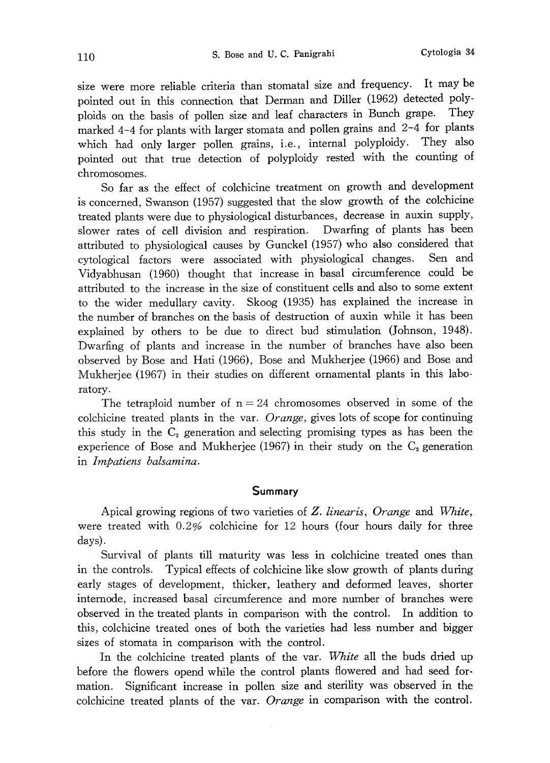size were more reliable criteria than stomatal size and frequency. It may be pointed out in this connection that Derman and Diller (1962) detected polyploids on the basis of pollen size and leaf characters in Bunch grape. They marked 4–4 for plants with larger stomata and pollen grains and 2–4 for plants which had only larger pollen grains, i.e., internal polyploidy. They also pointed out that true detection of polyploidy rested with the counting of chromosomes.

So far as the effect of colchicine treatment on growth and development is concerned, Swanson (1957) suggested that the slow growth of the colchicine treated plants were due to physiological disturbances, decrease in auxin supply, slower rates of cell division and respiration. Dwarfing of plants has been attributed to physiological causes by Gunckel (1957) who also considered that cytological factors were associated with physiological changes. Sen and Vidyabhusan (1960) thought that increase in basal circumference could be attributed to the increase in the size of constituent cells and also to some extent to the wider medullary cavity. Skoog (1935) has explained the increase in the number of branches on the basis of destruction of auxin while it has been explained by others to be due to direct bud stimulation (Johnson, 1948). Dwarfing of plants and increase in the number of branches have also been observed by Bose and Hati (1966), Bose and Mukherjee (1966) and Bose and Mukherjee (1967) in their studies on different ornamental plants in this laboratory.

The tetraploid number of $n = 24$ chromosomes observed in some of the colchicine treated plants in the var. *Orange*, gives lots of scope for continuing this study in the $C_2$ generation and selecting promising types as has been the experience of Bose and Mukherjee (1967) in their study on the $C_2$ generation in *Impatiens balsamina*.

## Summary

Apical growing regions of two varieties of *Z. linearis*, *Orange* and *White*, were treated with 0.2% colchicine for 12 hours (four hours daily for three days).

Survival of plants till maturity was less in colchicine treated ones than in the controls. Typical effects of colchicine like slow growth of plants during early stages of development, thicker, leathery and deformed leaves, shorter internode, increased basal circumference and more number of branches were observed in the treated plants in comparison with the control. In addition to this, colchicine treated ones of both the varieties had less number and bigger sizes of stomata in comparison with the control.

In the colchicine treated plants of the var. *White* all the buds dried up before the flowers opend while the control plants flowered and had seed formation. Significant increase in pollen size and sterility was observed in the colchicine treated plants of the var. *Orange* in comparison with the control.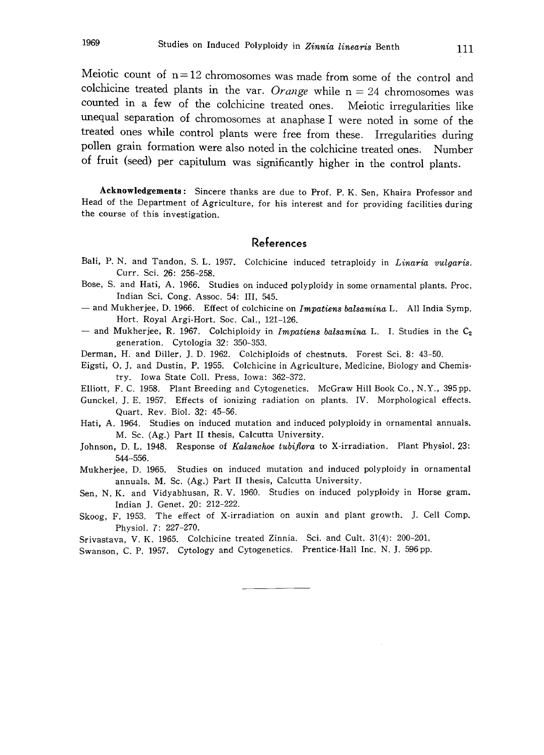Meiotic count of $n=12$ chromosomes was made from some of the control and colchicine treated plants in the var. *Orange* while $n = 24$ chromosomes was counted in a few of the colchicine treated ones. Meiotic irregularities like unequal separation of chromosomes at anaphase I were noted in some of the treated ones while control plants were free from these. Irregularities during pollen grain formation were also noted in the colchicine treated ones. Number of fruit (seed) per capitulum was significantly higher in the control plants.

**Acknowledgements:** Sincere thanks are due to Prof. P. K. Sen, Khaira Professor and Head of the Department of Agriculture, for his interest and for providing facilities during the course of this investigation.

## References

Bali, P. N. and Tandon, S. L. 1957. Colchicine induced tetraploidy in *Linaria vulgaris*. Curr. Sci. 26: 256-258.

Bose, S. and Hati, A. 1966. Studies on induced polyploidy in some ornamental plants. Proc. Indian Sci. Cong. Assoc. 54: III, 545.

— and Mukherjee, D. 1966. Effect of colchicine on *Impatiens balsamina* L. All India Symp. Hort. Royal Argi-Hort. Soc. Cal., 121-126.

— and Mukherjee, R. 1967. Colchiploidy in *Impatiens balsamina* L. I. Studies in the $C_2$ generation. Cytologia 32: 350-353.

Derman, H. and Diller, J. D. 1962. Colchiploids of chestnuts. Forest Sci. 8: 43-50.

Eigsti, O. J. and Dustin, P. 1955. Colchicine in Agriculture, Medicine, Biology and Chemistry. Iowa State Coll. Press, Iowa: 362-372.

Elliott, F. C. 1958. Plant Breeding and Cytogenetics. McGraw Hill Book Co., N.Y., 395 pp.

Gunckel, J. E. 1957. Effects of ionizing radiation on plants. IV. Morphological effects. Quart. Rev. Biol. 32: 45-56.

Hati, A. 1964. Studies on induced mutation and induced polyploidy in ornamental annuals. M. Sc. (Ag.) Part II thesis, Calcutta University.

Johnson, D. L. 1948. Response of *Kalanchoe tubiflora* to X-irradiation. Plant Physiol. 23: 544-556.

Mukherjee, D. 1965. Studies on induced mutation and induced polyploidy in ornamental annuals. M. Sc. (Ag.) Part II thesis, Calcutta University.

Sen, N. K. and Vidyabhusan, R. V. 1960. Studies on induced polyploidy in Horse gram. Indian J. Genet. 20: 212-222.

Skoog, F. 1953. The effect of X-irradiation on auxin and plant growth. J. Cell Comp. Physiol. 7: 227-270.

Srivastava, V. K. 1965. Colchicine treated Zinnia. Sci. and Cult. 31(4): 200-201.

Swanson, C. P. 1957. Cytology and Cytogenetics. Prentice-Hall Inc. N. J. 596 pp.